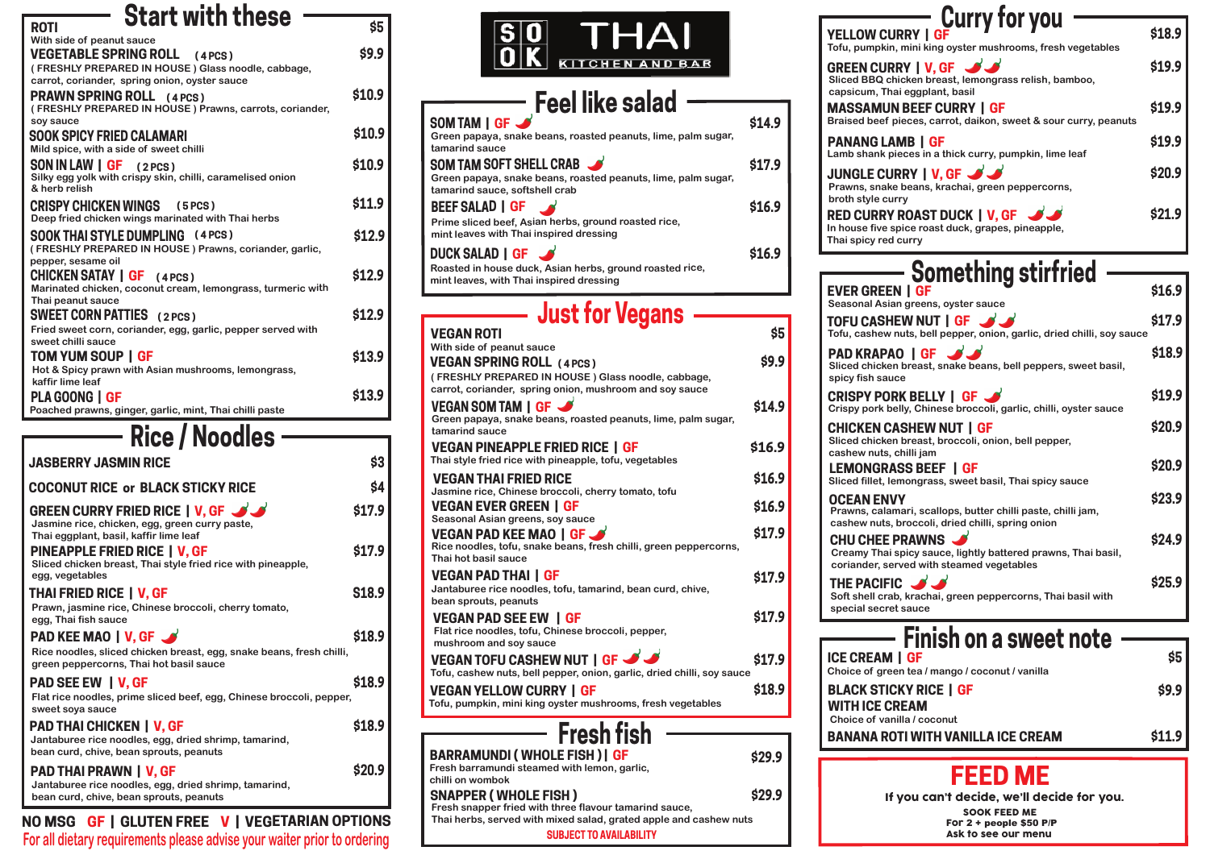# SOOK THAI
KITCHEN AND BAR

## Start with these

**ROTI** — $5
With side of peanut sauce

**VEGETABLE SPRING ROLL** (4 PCS) — $9.9
( FRESHLY PREPARED IN HOUSE ) Glass noodle, cabbage, carrot, coriander, spring onion, oyster sauce

**PRAWN SPRING ROLL** (4 PCS) — $10.9
( FRESHLY PREPARED IN HOUSE ) Prawns, carrots, coriander, soy sauce

**SOOK SPICY FRIED CALAMARI** — $10.9
Mild spice, with a side of sweet chilli

**SON IN LAW | GF** (2 PCS) — $10.9
Silky egg yolk with crispy skin, chilli, caramelised onion & herb relish

**CRISPY CHICKEN WINGS** (5 PCS) — $11.9
Deep fried chicken wings marinated with Thai herbs

**SOOK THAI STYLE DUMPLING** (4 PCS) — $12.9
( FRESHLY PREPARED IN HOUSE ) Prawns, coriander, garlic, pepper, sesame oil

**CHICKEN SATAY | GF** (4 PCS) — $12.9
Marinated chicken, coconut cream, lemongrass, turmeric with Thai peanut sauce

**SWEET CORN PATTIES** (2 PCS) — $12.9
Fried sweet corn, coriander, egg, garlic, pepper served with sweet chilli sauce

**TOM YUM SOUP | GF** — $13.9
Hot & Spicy prawn with Asian mushrooms, lemongrass, kaffir lime leaf

**PLA GOONG | GF** — $13.9
Poached prawns, ginger, garlic, mint, Thai chilli paste

## Rice / Noodles

**JASBERRY JASMIN RICE** — $3

**COCONUT RICE or BLACK STICKY RICE** — $4

**GREEN CURRY FRIED RICE | V, GF** 🌶🌶 — $17.9
Jasmine rice, chicken, egg, green curry paste, Thai eggplant, basil, kaffir lime leaf

**PINEAPPLE FRIED RICE | V, GF** — $17.9
Sliced chicken breast, Thai style fried rice with pineapple, egg, vegetables

**THAI FRIED RICE | V, GF** — $18.9
Prawn, jasmine rice, Chinese broccoli, cherry tomato, egg, Thai fish sauce

**PAD KEE MAO | V, GF** 🌶 — $18.9
Rice noodles, sliced chicken breast, egg, snake beans, fresh chilli, green peppercorns, Thai hot basil sauce

**PAD SEE EW | V, GF** — $18.9
Flat rice noodles, prime sliced beef, egg, Chinese broccoli, pepper, sweet soya sauce

**PAD THAI CHICKEN | V, GF** — $18.9
Jantaburee rice noodles, egg, dried shrimp, tamarind, bean curd, chive, bean sprouts, peanuts

**PAD THAI PRAWN | V, GF** — $20.9
Jantaburee rice noodles, egg, dried shrimp, tamarind, bean curd, chive, bean sprouts, peanuts

NO MSG  GF | GLUTEN FREE  V | VEGETARIAN OPTIONS

For all dietary requirements please advise your waiter prior to ordering

## Feel like salad

**SOM TAM | GF** 🌶 — $14.9
Green papaya, snake beans, roasted peanuts, lime, palm sugar, tamarind sauce

**SOM TAM SOFT SHELL CRAB** 🌶 — $17.9
Green papaya, snake beans, roasted peanuts, lime, palm sugar, tamarind sauce, softshell crab

**BEEF SALAD | GF** 🌶 — $16.9
Prime sliced beef, Asian herbs, ground roasted rice, mint leaves with Thai inspired dressing

**DUCK SALAD | GF** 🌶 — $16.9
Roasted in house duck, Asian herbs, ground roasted rice, mint leaves, with Thai inspired dressing

## Just for Vegans

**VEGAN ROTI** — $5
With side of peanut sauce

**VEGAN SPRING ROLL** (4 PCS) — $9.9
( FRESHLY PREPARED IN HOUSE ) Glass noodle, cabbage, carrot, coriander, spring onion, mushroom and soy sauce

**VEGAN SOM TAM | GF** 🌶 — $14.9
Green papaya, snake beans, roasted peanuts, lime, palm sugar, tamarind sauce

**VEGAN PINEAPPLE FRIED RICE | GF** — $16.9
Thai style fried rice with pineapple, tofu, vegetables

**VEGAN THAI FRIED RICE** — $16.9
Jasmine rice, Chinese broccoli, cherry tomato, tofu

**VEGAN EVER GREEN | GF** — $16.9
Seasonal Asian greens, soy sauce

**VEGAN PAD KEE MAO | GF** 🌶 — $17.9
Rice noodles, tofu, snake beans, fresh chilli, green peppercorns, Thai hot basil sauce

**VEGAN PAD THAI | GF** — $17.9
Jantaburee rice noodles, tofu, tamarind, bean curd, chive, bean sprouts, peanuts

**VEGAN PAD SEE EW | GF** — $17.9
Flat rice noodles, tofu, Chinese broccoli, pepper, mushroom and soy sauce

**VEGAN TOFU CASHEW NUT | GF** 🌶🌶 — $17.9
Tofu, cashew nuts, bell pepper, onion, garlic, dried chilli, soy sauce

**VEGAN YELLOW CURRY | GF** — $18.9
Tofu, pumpkin, mini king oyster mushrooms, fresh vegetables

## Fresh fish

**BARRAMUNDI ( WHOLE FISH ) | GF** — $29.9
Fresh barramundi steamed with lemon, garlic, chilli on wombok

**SNAPPER ( WHOLE FISH )** — $29.9
Fresh snapper fried with three flavour tamarind sauce, Thai herbs, served with mixed salad, grated apple and cashew nuts

SUBJECT TO AVAILABILITY

## Curry for you

**YELLOW CURRY | GF** — $18.9
Tofu, pumpkin, mini king oyster mushrooms, fresh vegetables

**GREEN CURRY | V, GF** 🌶🌶 — $19.9
Sliced BBQ chicken breast, lemongrass relish, bamboo, capsicum, Thai eggplant, basil

**MASSAMUN BEEF CURRY | GF** — $19.9
Braised beef pieces, carrot, daikon, sweet & sour curry, peanuts

**PANANG LAMB | GF** — $19.9
Lamb shank pieces in a thick curry, pumpkin, lime leaf

**JUNGLE CURRY | V, GF** 🌶🌶 — $20.9
Prawns, snake beans, krachai, green peppercorns, broth style curry

**RED CURRY ROAST DUCK | V, GF** 🌶🌶 — $21.9
In house five spice roast duck, grapes, pineapple, Thai spicy red curry

## Something stirfried

**EVER GREEN | GF** — $16.9
Seasonal Asian greens, oyster sauce

**TOFU CASHEW NUT | GF** 🌶🌶 — $17.9
Tofu, cashew nuts, bell pepper, onion, garlic, dried chilli, soy sauce

**PAD KRAPAO | GF** 🌶🌶 — $18.9
Sliced chicken breast, snake beans, bell peppers, sweet basil, spicy fish sauce

**CRISPY PORK BELLY | GF** 🌶 — $19.9
Crispy pork belly, Chinese broccoli, garlic, chilli, oyster sauce

**CHICKEN CASHEW NUT | GF** — $20.9
Sliced chicken breast, broccoli, onion, bell pepper, cashew nuts, chilli jam

**LEMONGRASS BEEF | GF** — $20.9
Sliced fillet, lemongrass, sweet basil, Thai spicy sauce

**OCEAN ENVY** — $23.9
Prawns, calamari, scallops, butter chilli paste, chilli jam, cashew nuts, broccoli, dried chilli, spring onion

**CHU CHEE PRAWNS** — $24.9
Creamy Thai spicy sauce, lightly battered prawns, Thai basil, coriander, served with steamed vegetables

**THE PACIFIC** 🌶🌶 — $25.9
Soft shell crab, krachai, green peppercorns, Thai basil with special secret sauce

## Finish on a sweet note

**ICE CREAM | GF** — $5
Choice of green tea / mango / coconut / vanilla

**BLACK STICKY RICE | GF WITH ICE CREAM** — $9.9
Choice of vanilla / coconut

**BANANA ROTI WITH VANILLA ICE CREAM** — $11.9

## FEED ME

If you can't decide, we'll decide for you.

SOOK FEED ME
For 2 + people $50 P/P
Ask to see our menu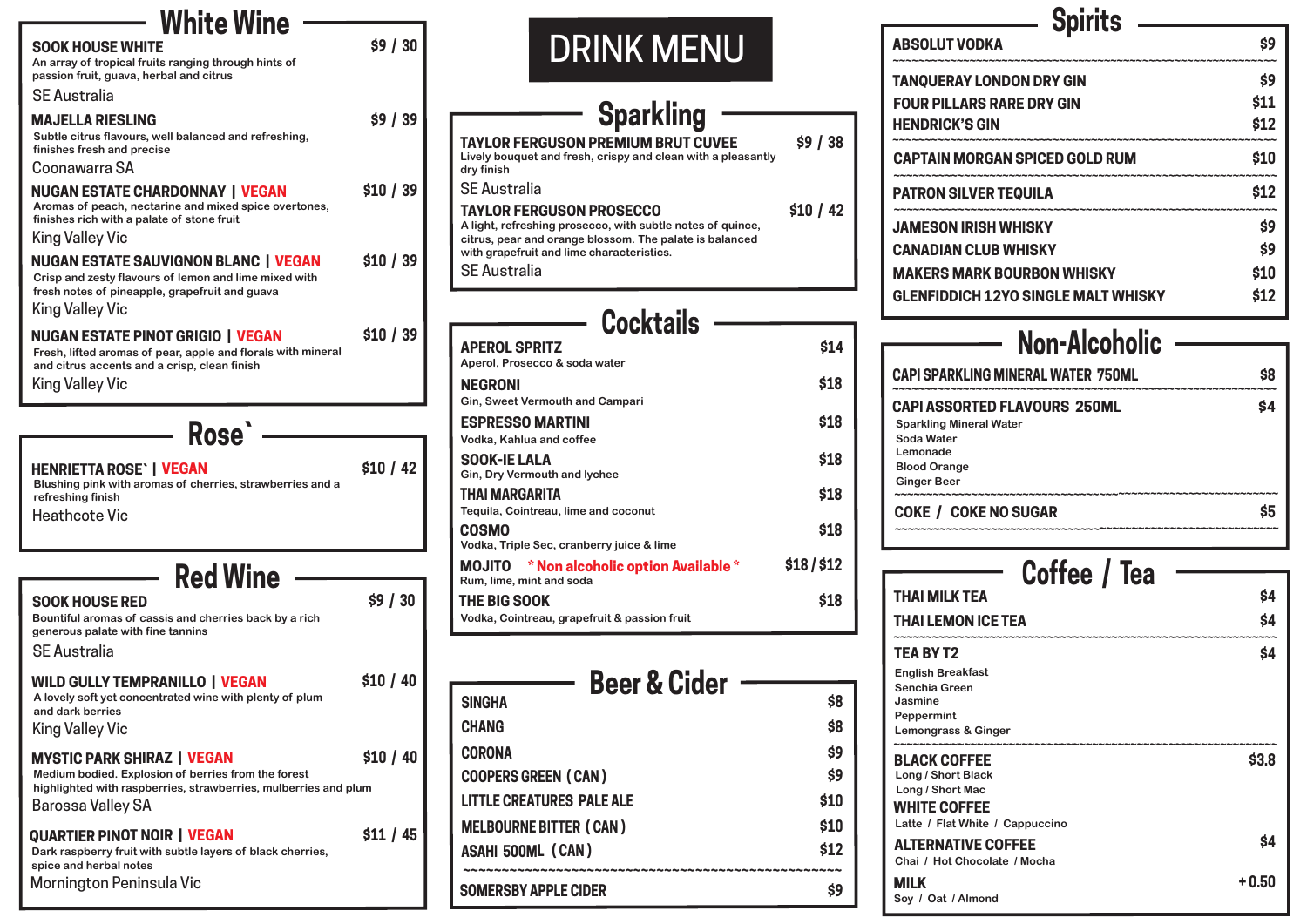# DRINK MENU

## White Wine

**SOOK HOUSE WHITE** $9 / 30
An array of tropical fruits ranging through hints of passion fruit, guava, herbal and citrus
SE Australia

**MAJELLA RIESLING** $9 / 39
Subtle citrus flavours, well balanced and refreshing, finishes fresh and precise
Coonawarra SA

**NUGAN ESTATE CHARDONNAY | VEGAN** $10 / 39
Aromas of peach, nectarine and mixed spice overtones, finishes rich with a palate of stone fruit
King Valley Vic

**NUGAN ESTATE SAUVIGNON BLANC | VEGAN** $10 / 39
Crisp and zesty flavours of lemon and lime mixed with fresh notes of pineapple, grapefruit and guava
King Valley Vic

**NUGAN ESTATE PINOT GRIGIO | VEGAN** $10 / 39
Fresh, lifted aromas of pear, apple and florals with mineral and citrus accents and a crisp, clean finish
King Valley Vic

## Rose`

**HENRIETTA ROSE` | VEGAN** $10 / 42
Blushing pink with aromas of cherries, strawberries and a refreshing finish
Heathcote Vic

## Red Wine

**SOOK HOUSE RED** $9 / 30
Bountiful aromas of cassis and cherries back by a rich generous palate with fine tannins
SE Australia

**WILD GULLY TEMPRANILLO | VEGAN** $10 / 40
A lovely soft yet concentrated wine with plenty of plum and dark berries
King Valley Vic

**MYSTIC PARK SHIRAZ | VEGAN** $10 / 40
Medium bodied. Explosion of berries from the forest highlighted with raspberries, strawberries, mulberries and plum
Barossa Valley SA

**QUARTIER PINOT NOIR | VEGAN** $11 / 45
Dark raspberry fruit with subtle layers of black cherries, spice and herbal notes
Mornington Peninsula Vic

## Sparkling

**TAYLOR FERGUSON PREMIUM BRUT CUVEE** $9 / 38
Lively bouquet and fresh, crispy and clean with a pleasantly dry finish
SE Australia

**TAYLOR FERGUSON PROSECCO** $10 / 42
A light, refreshing prosecco, with subtle notes of quince, citrus, pear and orange blossom. The palate is balanced with grapefruit and lime characteristics.
SE Australia

## Cocktails

**APEROL SPRITZ** $14
Aperol, Prosecco & soda water

**NEGRONI** $18
Gin, Sweet Vermouth and Campari

**ESPRESSO MARTINI** $18
Vodka, Kahlua and coffee

**SOOK-IE LALA** $18
Gin, Dry Vermouth and lychee

**THAI MARGARITA** $18
Tequila, Cointreau, lime and coconut

**COSMO** $18
Vodka, Triple Sec, cranberry juice & lime

**MOJITO** * Non alcoholic option Available * $18 / $12
Rum, lime, mint and soda

**THE BIG SOOK** $18
Vodka, Cointreau, grapefruit & passion fruit

## Beer & Cider

| | |
|---|---|
| SINGHA | $8 |
| CHANG | $8 |
| CORONA | $9 |
| COOPERS GREEN ( CAN ) | $9 |
| LITTLE CREATURES PALE ALE | $10 |
| MELBOURNE BITTER ( CAN ) | $10 |
| ASAHI 500ML ( CAN ) | $12 |
| SOMERSBY APPLE CIDER | $9 |

## Spirits

| | |
|---|---|
| ABSOLUT VODKA | $9 |
| TANQUERAY LONDON DRY GIN | $9 |
| FOUR PILLARS RARE DRY GIN | $11 |
| HENDRICK'S GIN | $12 |
| CAPTAIN MORGAN SPICED GOLD RUM | $10 |
| PATRON SILVER TEQUILA | $12 |
| JAMESON IRISH WHISKY | $9 |
| CANADIAN CLUB WHISKY | $9 |
| MAKERS MARK BOURBON WHISKY | $10 |
| GLENFIDDICH 12YO SINGLE MALT WHISKY | $12 |

## Non-Alcoholic

**CAPI SPARKLING MINERAL WATER 750ML** $8

**CAPI ASSORTED FLAVOURS 250ML** $4
Sparkling Mineral Water
Soda Water
Lemonade
Blood Orange
Ginger Beer

**COKE / COKE NO SUGAR** $5

## Coffee / Tea

**THAI MILK TEA** $4

**THAI LEMON ICE TEA** $4

**TEA BY T2** $4
English Breakfast
Senchia Green
Jasmine
Peppermint
Lemongrass & Ginger

**BLACK COFFEE** $3.8
Long / Short Black
Long / Short Mac

**WHITE COFFEE**
Latte / Flat White / Cappuccino

**ALTERNATIVE COFFEE** $4
Chai / Hot Chocolate / Mocha

**MILK** +0.50
Soy / Oat / Almond